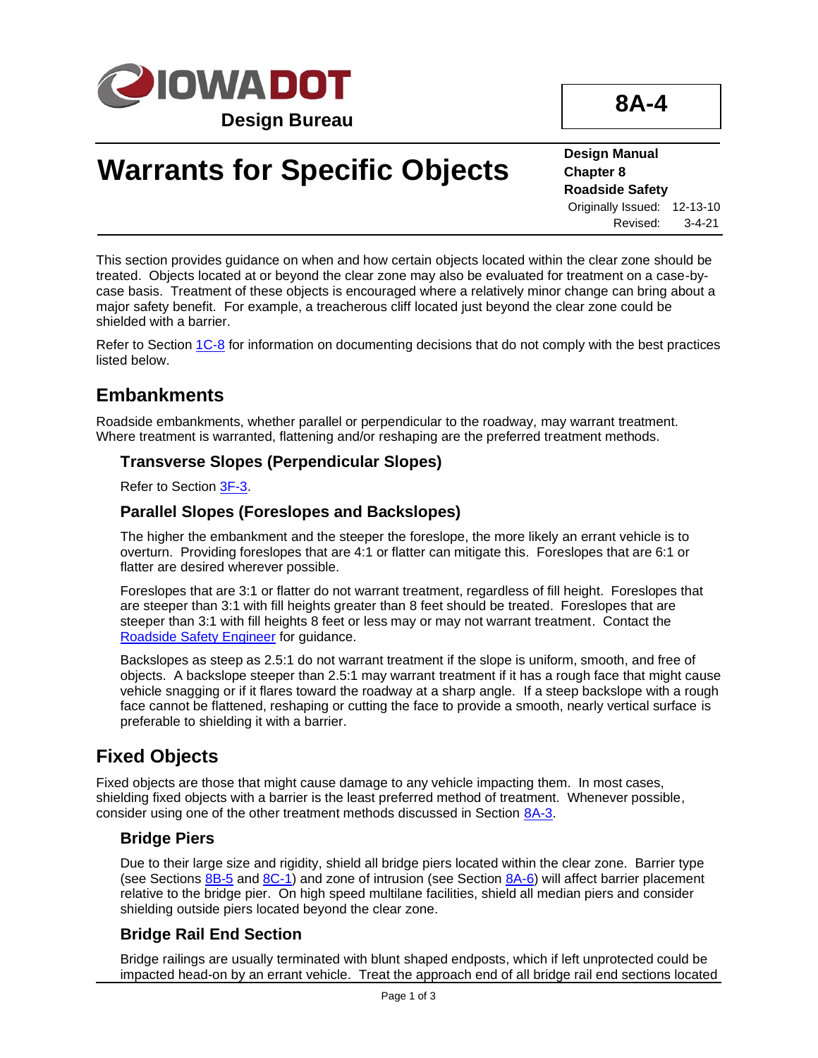Design Bureau

**8A-4**

# Warrants for Specific Objects

**Design Manual**
**Chapter 8**
**Roadside Safety**
Originally Issued: 12-13-10
Revised: 3-4-21

This section provides guidance on when and how certain objects located within the clear zone should be treated. Objects located at or beyond the clear zone may also be evaluated for treatment on a case-by-case basis. Treatment of these objects is encouraged where a relatively minor change can bring about a major safety benefit. For example, a treacherous cliff located just beyond the clear zone could be shielded with a barrier.

Refer to Section 1C-8 for information on documenting decisions that do not comply with the best practices listed below.

## Embankments

Roadside embankments, whether parallel or perpendicular to the roadway, may warrant treatment. Where treatment is warranted, flattening and/or reshaping are the preferred treatment methods.

### Transverse Slopes (Perpendicular Slopes)

Refer to Section 3F-3.

### Parallel Slopes (Foreslopes and Backslopes)

The higher the embankment and the steeper the foreslope, the more likely an errant vehicle is to overturn. Providing foreslopes that are 4:1 or flatter can mitigate this. Foreslopes that are 6:1 or flatter are desired wherever possible.

Foreslopes that are 3:1 or flatter do not warrant treatment, regardless of fill height. Foreslopes that are steeper than 3:1 with fill heights greater than 8 feet should be treated. Foreslopes that are steeper than 3:1 with fill heights 8 feet or less may or may not warrant treatment. Contact the Roadside Safety Engineer for guidance.

Backslopes as steep as 2.5:1 do not warrant treatment if the slope is uniform, smooth, and free of objects. A backslope steeper than 2.5:1 may warrant treatment if it has a rough face that might cause vehicle snagging or if it flares toward the roadway at a sharp angle. If a steep backslope with a rough face cannot be flattened, reshaping or cutting the face to provide a smooth, nearly vertical surface is preferable to shielding it with a barrier.

## Fixed Objects

Fixed objects are those that might cause damage to any vehicle impacting them. In most cases, shielding fixed objects with a barrier is the least preferred method of treatment. Whenever possible, consider using one of the other treatment methods discussed in Section 8A-3.

### Bridge Piers

Due to their large size and rigidity, shield all bridge piers located within the clear zone. Barrier type (see Sections 8B-5 and 8C-1) and zone of intrusion (see Section 8A-6) will affect barrier placement relative to the bridge pier. On high speed multilane facilities, shield all median piers and consider shielding outside piers located beyond the clear zone.

### Bridge Rail End Section

Bridge railings are usually terminated with blunt shaped endposts, which if left unprotected could be impacted head-on by an errant vehicle. Treat the approach end of all bridge rail end sections located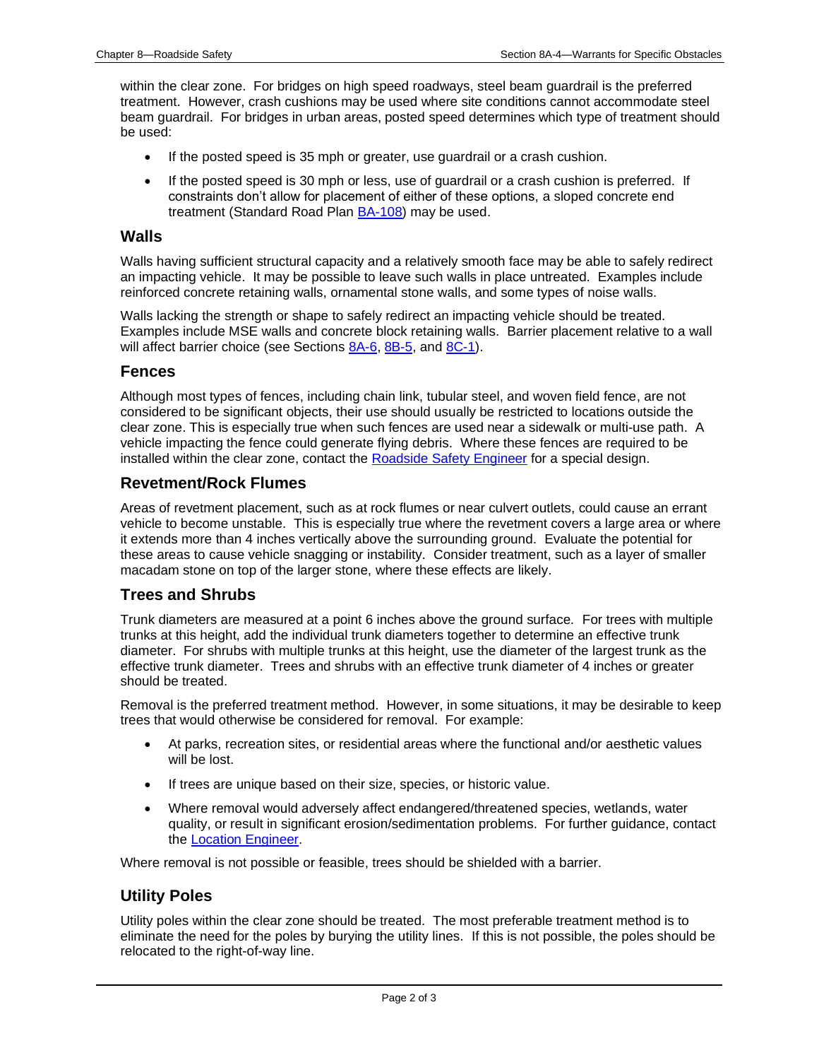within the clear zone. For bridges on high speed roadways, steel beam guardrail is the preferred treatment. However, crash cushions may be used where site conditions cannot accommodate steel beam guardrail. For bridges in urban areas, posted speed determines which type of treatment should be used:

- If the posted speed is 35 mph or greater, use guardrail or a crash cushion.
- If the posted speed is 30 mph or less, use of guardrail or a crash cushion is preferred. If constraints don't allow for placement of either of these options, a sloped concrete end treatment (Standard Road Plan BA-108) may be used.

## Walls

Walls having sufficient structural capacity and a relatively smooth face may be able to safely redirect an impacting vehicle. It may be possible to leave such walls in place untreated. Examples include reinforced concrete retaining walls, ornamental stone walls, and some types of noise walls.

Walls lacking the strength or shape to safely redirect an impacting vehicle should be treated. Examples include MSE walls and concrete block retaining walls. Barrier placement relative to a wall will affect barrier choice (see Sections 8A-6, 8B-5, and 8C-1).

## Fences

Although most types of fences, including chain link, tubular steel, and woven field fence, are not considered to be significant objects, their use should usually be restricted to locations outside the clear zone. This is especially true when such fences are used near a sidewalk or multi-use path. A vehicle impacting the fence could generate flying debris. Where these fences are required to be installed within the clear zone, contact the Roadside Safety Engineer for a special design.

## Revetment/Rock Flumes

Areas of revetment placement, such as at rock flumes or near culvert outlets, could cause an errant vehicle to become unstable. This is especially true where the revetment covers a large area or where it extends more than 4 inches vertically above the surrounding ground. Evaluate the potential for these areas to cause vehicle snagging or instability. Consider treatment, such as a layer of smaller macadam stone on top of the larger stone, where these effects are likely.

## Trees and Shrubs

Trunk diameters are measured at a point 6 inches above the ground surface. For trees with multiple trunks at this height, add the individual trunk diameters together to determine an effective trunk diameter. For shrubs with multiple trunks at this height, use the diameter of the largest trunk as the effective trunk diameter. Trees and shrubs with an effective trunk diameter of 4 inches or greater should be treated.

Removal is the preferred treatment method. However, in some situations, it may be desirable to keep trees that would otherwise be considered for removal. For example:

- At parks, recreation sites, or residential areas where the functional and/or aesthetic values will be lost.
- If trees are unique based on their size, species, or historic value.
- Where removal would adversely affect endangered/threatened species, wetlands, water quality, or result in significant erosion/sedimentation problems. For further guidance, contact the Location Engineer.

Where removal is not possible or feasible, trees should be shielded with a barrier.

## Utility Poles

Utility poles within the clear zone should be treated. The most preferable treatment method is to eliminate the need for the poles by burying the utility lines. If this is not possible, the poles should be relocated to the right-of-way line.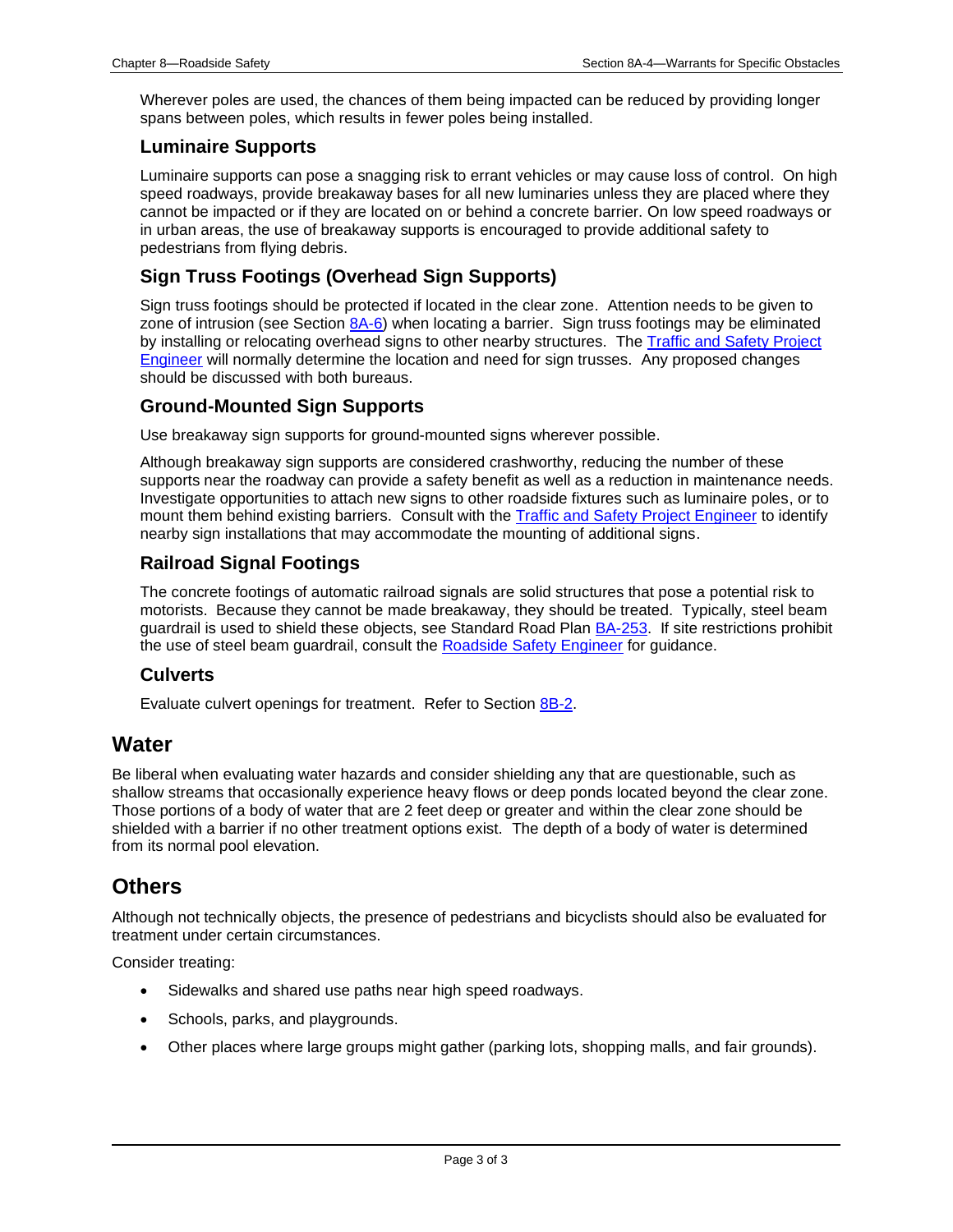Wherever poles are used, the chances of them being impacted can be reduced by providing longer spans between poles, which results in fewer poles being installed.

### Luminaire Supports

Luminaire supports can pose a snagging risk to errant vehicles or may cause loss of control. On high speed roadways, provide breakaway bases for all new luminaries unless they are placed where they cannot be impacted or if they are located on or behind a concrete barrier. On low speed roadways or in urban areas, the use of breakaway supports is encouraged to provide additional safety to pedestrians from flying debris.

### Sign Truss Footings (Overhead Sign Supports)

Sign truss footings should be protected if located in the clear zone. Attention needs to be given to zone of intrusion (see Section 8A-6) when locating a barrier. Sign truss footings may be eliminated by installing or relocating overhead signs to other nearby structures. The Traffic and Safety Project Engineer will normally determine the location and need for sign trusses. Any proposed changes should be discussed with both bureaus.

### Ground-Mounted Sign Supports

Use breakaway sign supports for ground-mounted signs wherever possible.

Although breakaway sign supports are considered crashworthy, reducing the number of these supports near the roadway can provide a safety benefit as well as a reduction in maintenance needs. Investigate opportunities to attach new signs to other roadside fixtures such as luminaire poles, or to mount them behind existing barriers. Consult with the Traffic and Safety Project Engineer to identify nearby sign installations that may accommodate the mounting of additional signs.

### Railroad Signal Footings

The concrete footings of automatic railroad signals are solid structures that pose a potential risk to motorists. Because they cannot be made breakaway, they should be treated. Typically, steel beam guardrail is used to shield these objects, see Standard Road Plan BA-253. If site restrictions prohibit the use of steel beam guardrail, consult the Roadside Safety Engineer for guidance.

### Culverts

Evaluate culvert openings for treatment. Refer to Section 8B-2.

## Water

Be liberal when evaluating water hazards and consider shielding any that are questionable, such as shallow streams that occasionally experience heavy flows or deep ponds located beyond the clear zone. Those portions of a body of water that are 2 feet deep or greater and within the clear zone should be shielded with a barrier if no other treatment options exist. The depth of a body of water is determined from its normal pool elevation.

## Others

Although not technically objects, the presence of pedestrians and bicyclists should also be evaluated for treatment under certain circumstances.

Consider treating:

- Sidewalks and shared use paths near high speed roadways.
- Schools, parks, and playgrounds.
- Other places where large groups might gather (parking lots, shopping malls, and fair grounds).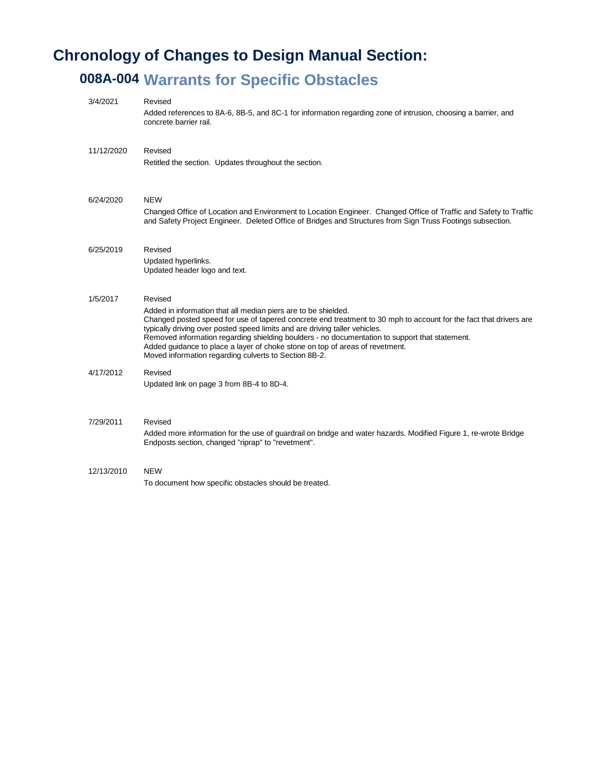# Chronology of Changes to Design Manual Section:

## 008A-004 Warrants for Specific Obstacles

| | |
|---|---|
| 3/4/2021 | Revised<br>Added references to 8A-6, 8B-5, and 8C-1 for information regarding zone of intrusion, choosing a barrier, and concrete barrier rail. |
| 11/12/2020 | Revised<br>Retitled the section. Updates throughout the section. |
| 6/24/2020 | NEW<br>Changed Office of Location and Environment to Location Engineer. Changed Office of Traffic and Safety to Traffic and Safety Project Engineer. Deleted Office of Bridges and Structures from Sign Truss Footings subsection. |
| 6/25/2019 | Revised<br>Updated hyperlinks.<br>Updated header logo and text. |
| 1/5/2017 | Revised<br>Added in information that all median piers are to be shielded.<br>Changed posted speed for use of tapered concrete end treatment to 30 mph to account for the fact that drivers are typically driving over posted speed limits and are driving taller vehicles.<br>Removed information regarding shielding boulders - no documentation to support that statement.<br>Added guidance to place a layer of choke stone on top of areas of revetment.<br>Moved information regarding culverts to Section 8B-2. |
| 4/17/2012 | Revised<br>Updated link on page 3 from 8B-4 to 8D-4. |
| 7/29/2011 | Revised<br>Added more information for the use of guardrail on bridge and water hazards. Modified Figure 1, re-wrote Bridge Endposts section, changed "riprap" to "revetment". |
| 12/13/2010 | NEW<br>To document how specific obstacles should be treated. |